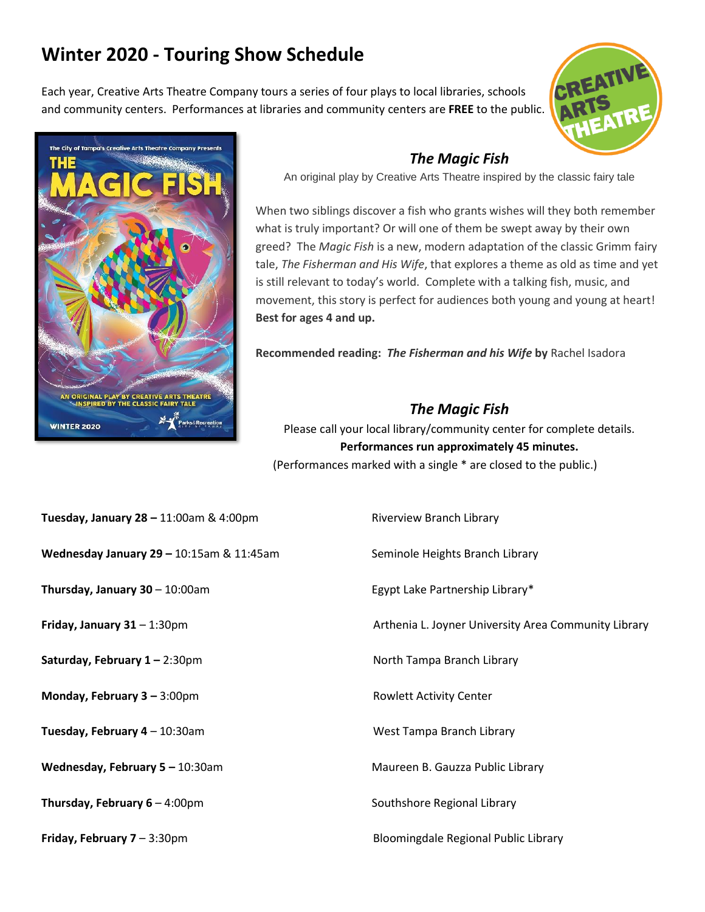# Winter 2020 - Touring Show Schedule

Each year, Creative Arts Theatre Company tours a series of four plays to local libraries, schools and community centers. Performances at libraries and community centers are **FREE** to the public.

## *The Magic Fish*

An original play by Creative Arts Theatre inspired by the classic fairy tale

When two siblings discover a fish who grants wishes will they both remember what is truly important? Or will one of them be swept away by their own greed? The *Magic Fish* is a new, modern adaptation of the classic Grimm fairy tale, *The Fisherman and His Wife*, that explores a theme as old as time and yet is still relevant to today's world. Complete with a talking fish, music, and movement, this story is perfect for audiences both young and young at heart! **Best for ages 4 and up.**

**Recommended reading: *The Fisherman and his Wife* by** Rachel Isadora

## *The Magic Fish*

Please call your local library/community center for complete details.

**Performances run approximately 45 minutes.**

(Performances marked with a single * are closed to the public.)

| Date & Time | Location |
|---|---|
| **Tuesday, January 28 –** 11:00am & 4:00pm | Riverview Branch Library |
| **Wednesday January 29 –** 10:15am & 11:45am | Seminole Heights Branch Library |
| **Thursday, January 30** – 10:00am | Egypt Lake Partnership Library* |
| **Friday, January 31** – 1:30pm | Arthenia L. Joyner University Area Community Library |
| **Saturday, February 1 –** 2:30pm | North Tampa Branch Library |
| **Monday, February 3 –** 3:00pm | Rowlett Activity Center |
| **Tuesday, February 4** – 10:30am | West Tampa Branch Library |
| **Wednesday, February 5 –** 10:30am | Maureen B. Gauzza Public Library |
| **Thursday, February 6** – 4:00pm | Southshore Regional Library |
| **Friday, February 7** – 3:30pm | Bloomingdale Regional Public Library |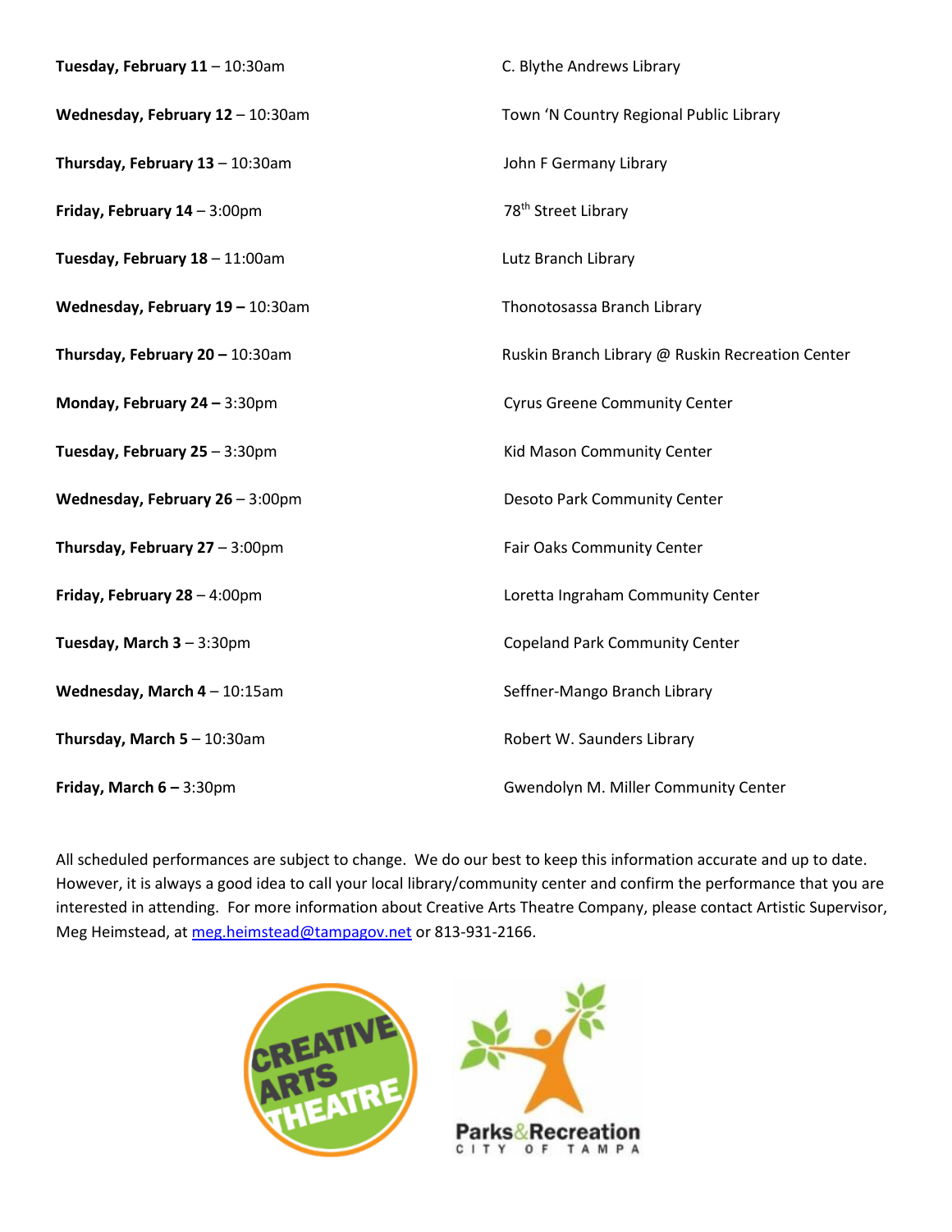| | |
|---|---|
| **Tuesday, February 11** – 10:30am | C. Blythe Andrews Library |
| **Wednesday, February 12** – 10:30am | Town 'N Country Regional Public Library |
| **Thursday, February 13** – 10:30am | John F Germany Library |
| **Friday, February 14** – 3:00pm | 78th Street Library |
| **Tuesday, February 18** – 11:00am | Lutz Branch Library |
| **Wednesday, February 19 –** 10:30am | Thonotosassa Branch Library |
| **Thursday, February 20 –** 10:30am | Ruskin Branch Library @ Ruskin Recreation Center |
| **Monday, February 24 –** 3:30pm | Cyrus Greene Community Center |
| **Tuesday, February 25** – 3:30pm | Kid Mason Community Center |
| **Wednesday, February 26** – 3:00pm | Desoto Park Community Center |
| **Thursday, February 27** – 3:00pm | Fair Oaks Community Center |
| **Friday, February 28** – 4:00pm | Loretta Ingraham Community Center |
| **Tuesday, March 3** – 3:30pm | Copeland Park Community Center |
| **Wednesday, March 4** – 10:15am | Seffner-Mango Branch Library |
| **Thursday, March 5** – 10:30am | Robert W. Saunders Library |
| **Friday, March 6 –** 3:30pm | Gwendolyn M. Miller Community Center |

All scheduled performances are subject to change. We do our best to keep this information accurate and up to date. However, it is always a good idea to call your local library/community center and confirm the performance that you are interested in attending. For more information about Creative Arts Theatre Company, please contact Artistic Supervisor, Meg Heimstead, at meg.heimstead@tampagov.net or 813-931-2166.

CREATIVE ARTS THEATRE

Parks&Recreation
CITY OF TAMPA